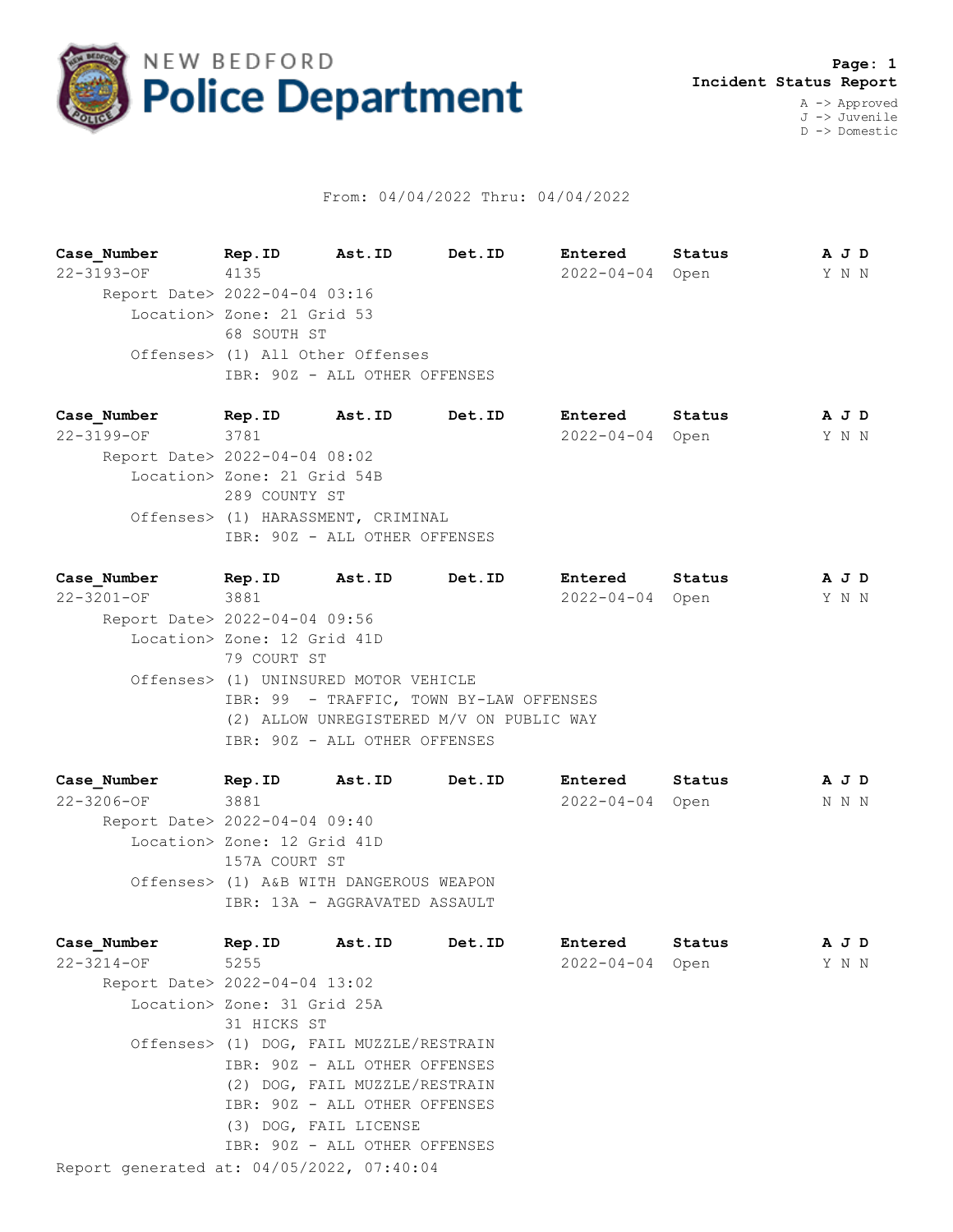# NEW BEDFORD Police Department

**Incident Status Report**

A -> Approved
J -> Juvenile
D -> Domestic

From: 04/04/2022 Thru: 04/04/2022

| Case_Number | Rep.ID | Ast.ID | Det.ID | Entered | Status | A | J | D |
|---|---|---|---|---|---|---|---|---|
| 22-3193-OF | 4135 | | | 2022-04-04 | Open | Y | N | N |

Report Date> 2022-04-04 03:16
Location> Zone: 21 Grid 53
68 SOUTH ST
Offenses> (1) All Other Offenses
IBR: 90Z - ALL OTHER OFFENSES

| Case_Number | Rep.ID | Ast.ID | Det.ID | Entered | Status | A | J | D |
|---|---|---|---|---|---|---|---|---|
| 22-3199-OF | 3781 | | | 2022-04-04 | Open | Y | N | N |

Report Date> 2022-04-04 08:02
Location> Zone: 21 Grid 54B
289 COUNTY ST
Offenses> (1) HARASSMENT, CRIMINAL
IBR: 90Z - ALL OTHER OFFENSES

| Case_Number | Rep.ID | Ast.ID | Det.ID | Entered | Status | A | J | D |
|---|---|---|---|---|---|---|---|---|
| 22-3201-OF | 3881 | | | 2022-04-04 | Open | Y | N | N |

Report Date> 2022-04-04 09:56
Location> Zone: 12 Grid 41D
79 COURT ST
Offenses> (1) UNINSURED MOTOR VEHICLE
IBR: 99 - TRAFFIC, TOWN BY-LAW OFFENSES
(2) ALLOW UNREGISTERED M/V ON PUBLIC WAY
IBR: 90Z - ALL OTHER OFFENSES

| Case_Number | Rep.ID | Ast.ID | Det.ID | Entered | Status | A | J | D |
|---|---|---|---|---|---|---|---|---|
| 22-3206-OF | 3881 | | | 2022-04-04 | Open | N | N | N |

Report Date> 2022-04-04 09:40
Location> Zone: 12 Grid 41D
157A COURT ST
Offenses> (1) A&B WITH DANGEROUS WEAPON
IBR: 13A - AGGRAVATED ASSAULT

| Case_Number | Rep.ID | Ast.ID | Det.ID | Entered | Status | A | J | D |
|---|---|---|---|---|---|---|---|---|
| 22-3214-OF | 5255 | | | 2022-04-04 | Open | Y | N | N |

Report Date> 2022-04-04 13:02
Location> Zone: 31 Grid 25A
31 HICKS ST
Offenses> (1) DOG, FAIL MUZZLE/RESTRAIN
IBR: 90Z - ALL OTHER OFFENSES
(2) DOG, FAIL MUZZLE/RESTRAIN
IBR: 90Z - ALL OTHER OFFENSES
(3) DOG, FAIL LICENSE
IBR: 90Z - ALL OTHER OFFENSES

Report generated at: 04/05/2022, 07:40:04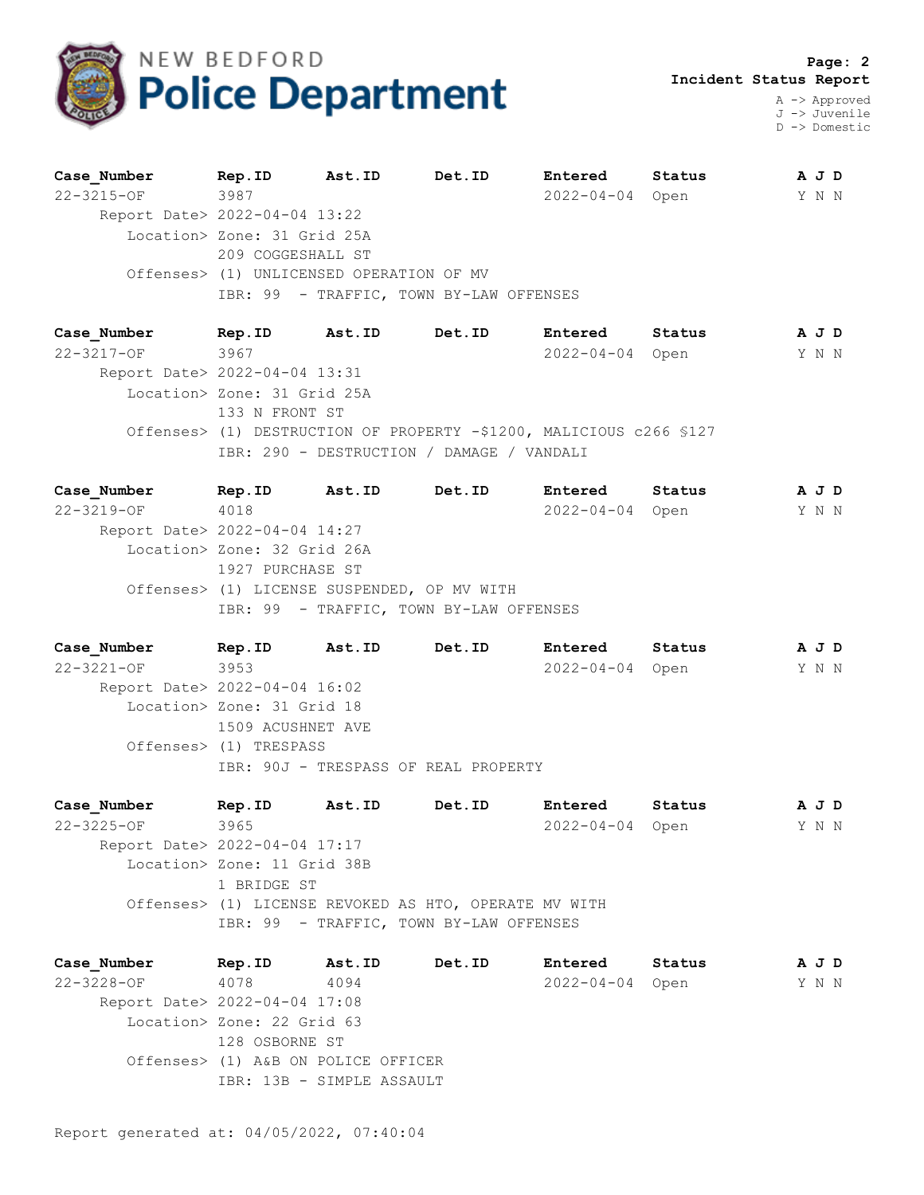# NEW BEDFORD Police Department

**Incident Status Report**

A -> Approved
J -> Juvenile
D -> Domestic

| Case_Number | Rep.ID | Ast.ID | Det.ID | Entered | Status | A | J | D |
|---|---|---|---|---|---|---|---|---|
| 22-3215-OF | 3987 | | | 2022-04-04 | Open | Y | N | N |

Report Date> 2022-04-04 13:22
Location> Zone: 31 Grid 25A
209 COGGESHALL ST
Offenses> (1) UNLICENSED OPERATION OF MV
IBR: 99 - TRAFFIC, TOWN BY-LAW OFFENSES

| Case_Number | Rep.ID | Ast.ID | Det.ID | Entered | Status | A | J | D |
|---|---|---|---|---|---|---|---|---|
| 22-3217-OF | 3967 | | | 2022-04-04 | Open | Y | N | N |

Report Date> 2022-04-04 13:31
Location> Zone: 31 Grid 25A
133 N FRONT ST
Offenses> (1) DESTRUCTION OF PROPERTY -$1200, MALICIOUS c266 §127
IBR: 290 - DESTRUCTION / DAMAGE / VANDALI

| Case_Number | Rep.ID | Ast.ID | Det.ID | Entered | Status | A | J | D |
|---|---|---|---|---|---|---|---|---|
| 22-3219-OF | 4018 | | | 2022-04-04 | Open | Y | N | N |

Report Date> 2022-04-04 14:27
Location> Zone: 32 Grid 26A
1927 PURCHASE ST
Offenses> (1) LICENSE SUSPENDED, OP MV WITH
IBR: 99 - TRAFFIC, TOWN BY-LAW OFFENSES

| Case_Number | Rep.ID | Ast.ID | Det.ID | Entered | Status | A | J | D |
|---|---|---|---|---|---|---|---|---|
| 22-3221-OF | 3953 | | | 2022-04-04 | Open | Y | N | N |

Report Date> 2022-04-04 16:02
Location> Zone: 31 Grid 18
1509 ACUSHNET AVE
Offenses> (1) TRESPASS
IBR: 90J - TRESPASS OF REAL PROPERTY

| Case_Number | Rep.ID | Ast.ID | Det.ID | Entered | Status | A | J | D |
|---|---|---|---|---|---|---|---|---|
| 22-3225-OF | 3965 | | | 2022-04-04 | Open | Y | N | N |

Report Date> 2022-04-04 17:17
Location> Zone: 11 Grid 38B
1 BRIDGE ST
Offenses> (1) LICENSE REVOKED AS HTO, OPERATE MV WITH
IBR: 99 - TRAFFIC, TOWN BY-LAW OFFENSES

| Case_Number | Rep.ID | Ast.ID | Det.ID | Entered | Status | A | J | D |
|---|---|---|---|---|---|---|---|---|
| 22-3228-OF | 4078 | 4094 | | 2022-04-04 | Open | Y | N | N |

Report Date> 2022-04-04 17:08
Location> Zone: 22 Grid 63
128 OSBORNE ST
Offenses> (1) A&B ON POLICE OFFICER
IBR: 13B - SIMPLE ASSAULT

Report generated at: 04/05/2022, 07:40:04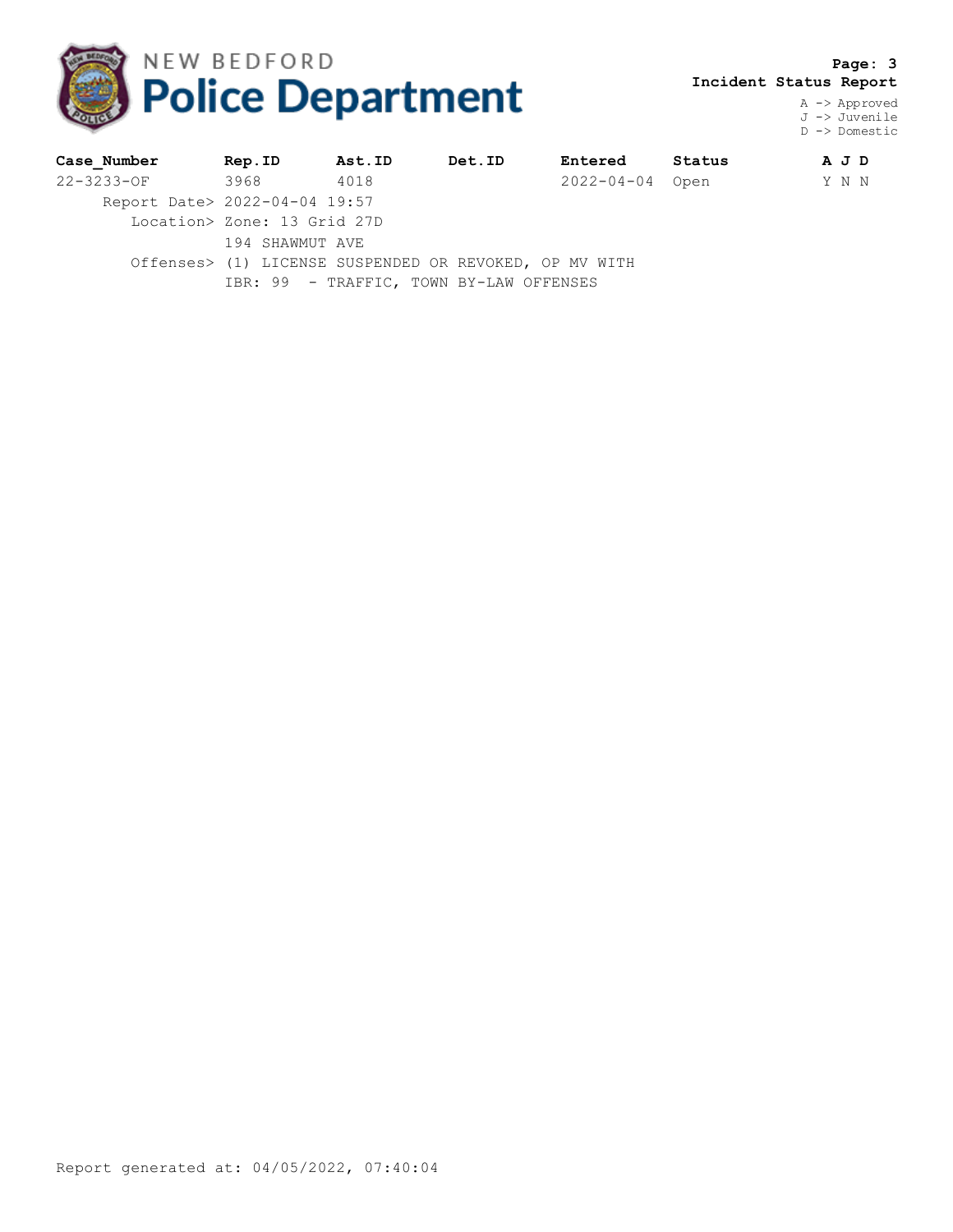# NEW BEDFORD Police Department

**Incident Status Report**

A -> Approved
J -> Juvenile
D -> Domestic

| Case_Number | Rep.ID | Ast.ID | Det.ID | Entered | Status | A | J | D |
|---|---|---|---|---|---|---|---|---|
| 22-3233-OF | 3968 | 4018 | | 2022-04-04 | Open | Y | N | N |

Report Date> 2022-04-04 19:57

Location> Zone: 13 Grid 27D
194 SHAWMUT AVE

Offenses> (1) LICENSE SUSPENDED OR REVOKED, OP MV WITH
IBR: 99 - TRAFFIC, TOWN BY-LAW OFFENSES

Report generated at: 04/05/2022, 07:40:04